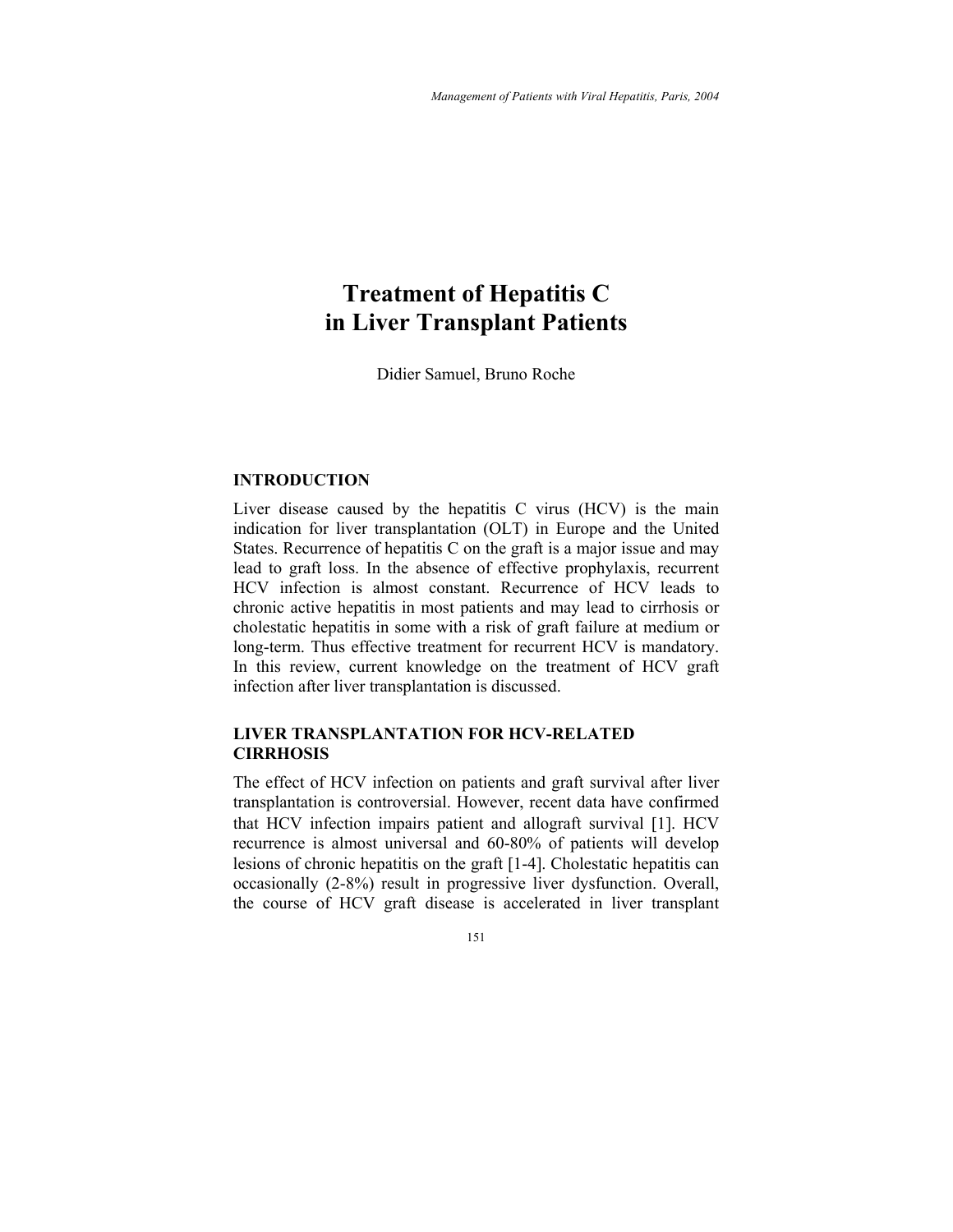# Treatment of Hepatitis C in Liver Transplant Patients

Didier Samuel, Bruno Roche

## INTRODUCTION

Liver disease caused by the hepatitis C virus (HCV) is the main indication for liver transplantation (OLT) in Europe and the United States. Recurrence of hepatitis C on the graft is a major issue and may lead to graft loss. In the absence of effective prophylaxis, recurrent HCV infection is almost constant. Recurrence of HCV leads to chronic active hepatitis in most patients and may lead to cirrhosis or cholestatic hepatitis in some with a risk of graft failure at medium or long-term. Thus effective treatment for recurrent HCV is mandatory. In this review, current knowledge on the treatment of HCV graft infection after liver transplantation is discussed.

## LIVER TRANSPLANTATION FOR HCV-RELATED CIRRHOSIS

The effect of HCV infection on patients and graft survival after liver transplantation is controversial. However, recent data have confirmed that HCV infection impairs patient and allograft survival [1]. HCV recurrence is almost universal and 60-80% of patients will develop lesions of chronic hepatitis on the graft [1-4]. Cholestatic hepatitis can occasionally (2-8%) result in progressive liver dysfunction. Overall, the course of HCV graft disease is accelerated in liver transplant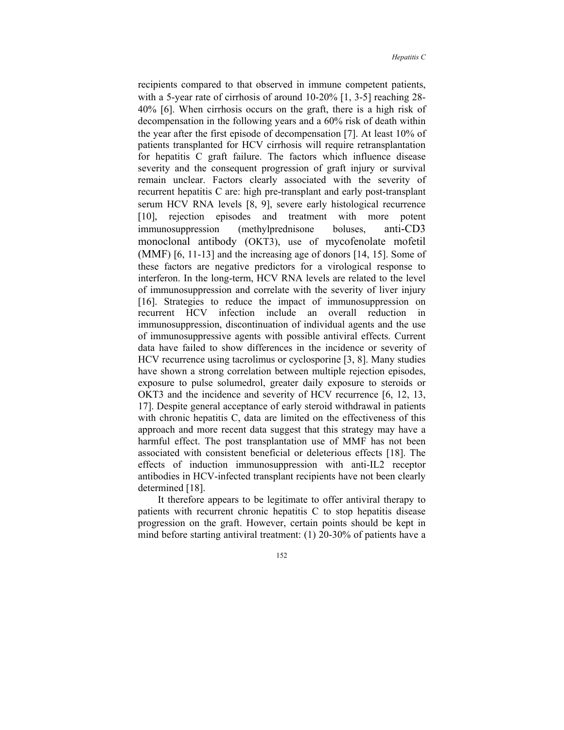recipients compared to that observed in immune competent patients, with a 5-year rate of cirrhosis of around 10-20% [1, 3-5] reaching 28-40% [6]. When cirrhosis occurs on the graft, there is a high risk of decompensation in the following years and a 60% risk of death within the year after the first episode of decompensation [7]. At least 10% of patients transplanted for HCV cirrhosis will require retransplantation for hepatitis C graft failure. The factors which influence disease severity and the consequent progression of graft injury or survival remain unclear. Factors clearly associated with the severity of recurrent hepatitis C are: high pre-transplant and early post-transplant serum HCV RNA levels [8, 9], severe early histological recurrence [10], rejection episodes and treatment with more potent immunosuppression (methylprednisone boluses, anti-CD3 monoclonal antibody (OKT3), use of mycofenolate mofetil (MMF) [6, 11-13] and the increasing age of donors [14, 15]. Some of these factors are negative predictors for a virological response to interferon. In the long-term, HCV RNA levels are related to the level of immunosuppression and correlate with the severity of liver injury [16]. Strategies to reduce the impact of immunosuppression on recurrent HCV infection include an overall reduction in immunosuppression, discontinuation of individual agents and the use of immunosuppressive agents with possible antiviral effects. Current data have failed to show differences in the incidence or severity of HCV recurrence using tacrolimus or cyclosporine [3, 8]. Many studies have shown a strong correlation between multiple rejection episodes, exposure to pulse solumedrol, greater daily exposure to steroids or OKT3 and the incidence and severity of HCV recurrence [6, 12, 13, 17]. Despite general acceptance of early steroid withdrawal in patients with chronic hepatitis C, data are limited on the effectiveness of this approach and more recent data suggest that this strategy may have a harmful effect. The post transplantation use of MMF has not been associated with consistent beneficial or deleterious effects [18]. The effects of induction immunosuppression with anti-IL2 receptor antibodies in HCV-infected transplant recipients have not been clearly determined [18].

It therefore appears to be legitimate to offer antiviral therapy to patients with recurrent chronic hepatitis C to stop hepatitis disease progression on the graft. However, certain points should be kept in mind before starting antiviral treatment: (1) 20-30% of patients have a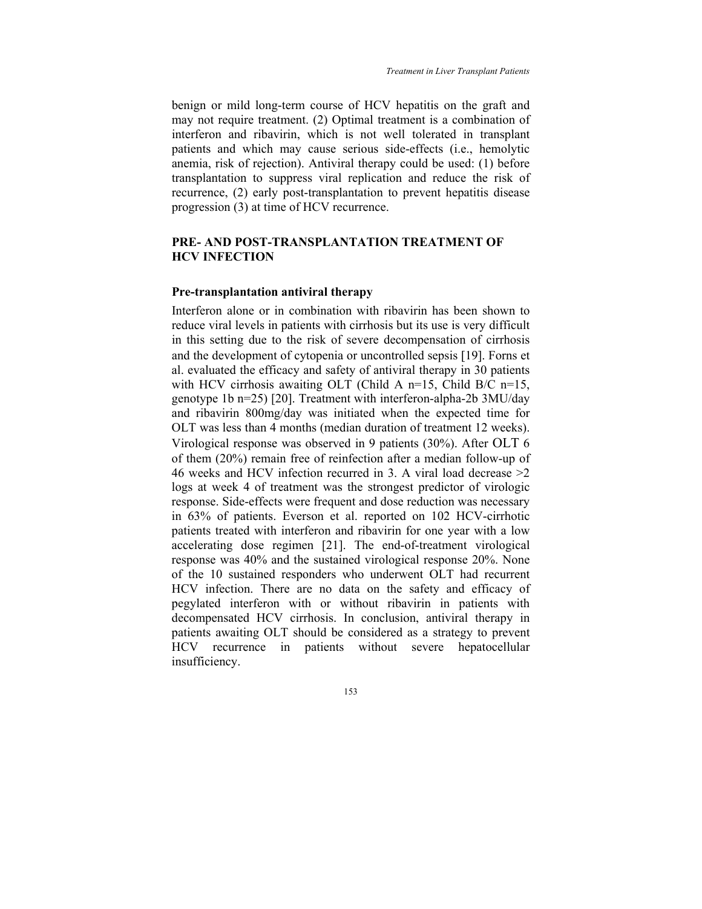benign or mild long-term course of HCV hepatitis on the graft and may not require treatment. (2) Optimal treatment is a combination of interferon and ribavirin, which is not well tolerated in transplant patients and which may cause serious side-effects (i.e., hemolytic anemia, risk of rejection). Antiviral therapy could be used: (1) before transplantation to suppress viral replication and reduce the risk of recurrence, (2) early post-transplantation to prevent hepatitis disease progression (3) at time of HCV recurrence.

## PRE- AND POST-TRANSPLANTATION TREATMENT OF HCV INFECTION

### Pre-transplantation antiviral therapy

Interferon alone or in combination with ribavirin has been shown to reduce viral levels in patients with cirrhosis but its use is very difficult in this setting due to the risk of severe decompensation of cirrhosis and the development of cytopenia or uncontrolled sepsis [19]. Forns et al. evaluated the efficacy and safety of antiviral therapy in 30 patients with HCV cirrhosis awaiting OLT (Child A n=15, Child B/C n=15, genotype 1b n=25) [20]. Treatment with interferon-alpha-2b 3MU/day and ribavirin 800mg/day was initiated when the expected time for OLT was less than 4 months (median duration of treatment 12 weeks). Virological response was observed in 9 patients (30%). After OLT 6 of them (20%) remain free of reinfection after a median follow-up of 46 weeks and HCV infection recurred in 3. A viral load decrease >2 logs at week 4 of treatment was the strongest predictor of virologic response. Side-effects were frequent and dose reduction was necessary in 63% of patients. Everson et al. reported on 102 HCV-cirrhotic patients treated with interferon and ribavirin for one year with a low accelerating dose regimen [21]. The end-of-treatment virological response was 40% and the sustained virological response 20%. None of the 10 sustained responders who underwent OLT had recurrent HCV infection. There are no data on the safety and efficacy of pegylated interferon with or without ribavirin in patients with decompensated HCV cirrhosis. In conclusion, antiviral therapy in patients awaiting OLT should be considered as a strategy to prevent HCV recurrence in patients without severe hepatocellular insufficiency.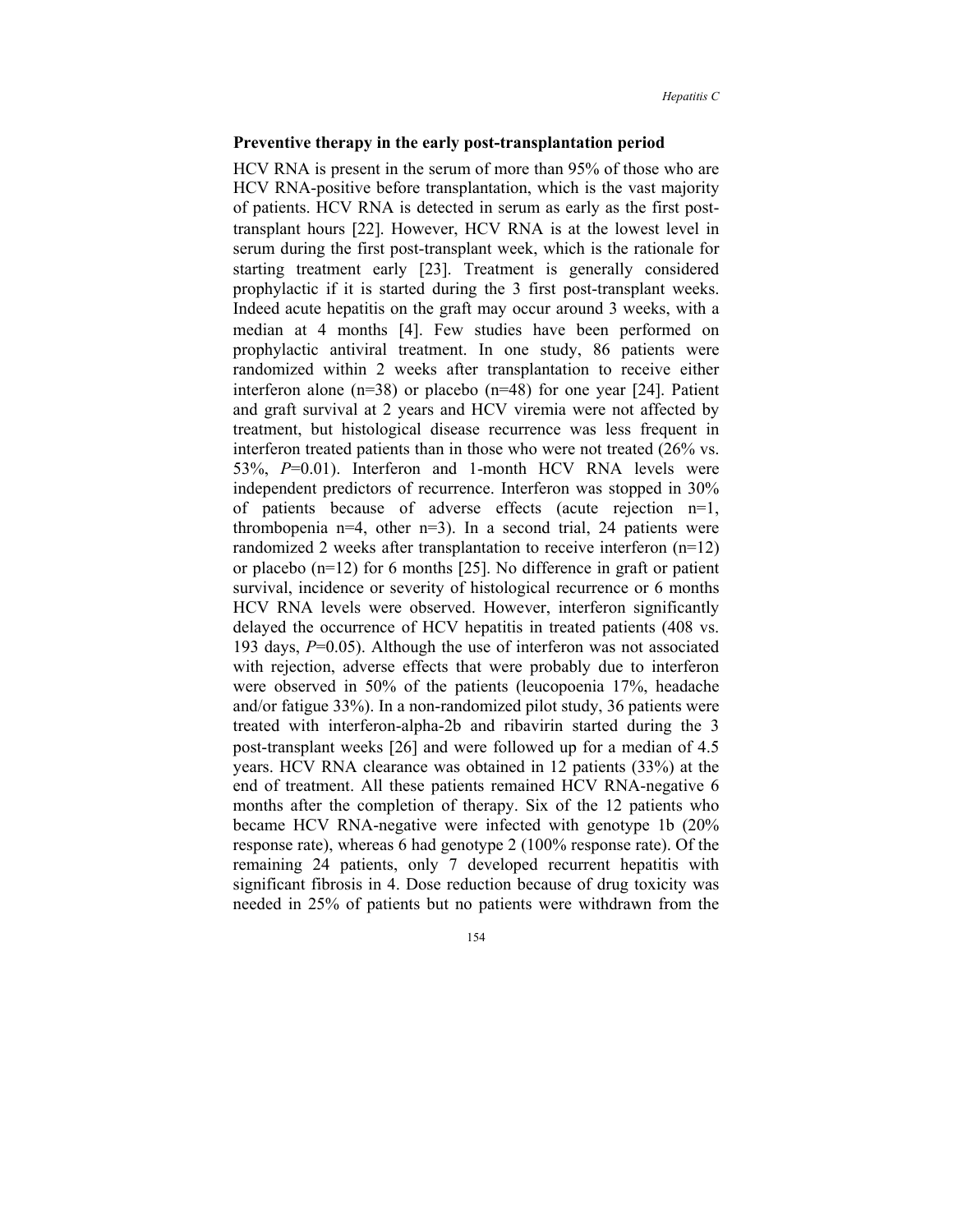## Preventive therapy in the early post-transplantation period

HCV RNA is present in the serum of more than 95% of those who are HCV RNA-positive before transplantation, which is the vast majority of patients. HCV RNA is detected in serum as early as the first post-transplant hours [22]. However, HCV RNA is at the lowest level in serum during the first post-transplant week, which is the rationale for starting treatment early [23]. Treatment is generally considered prophylactic if it is started during the 3 first post-transplant weeks. Indeed acute hepatitis on the graft may occur around 3 weeks, with a median at 4 months [4]. Few studies have been performed on prophylactic antiviral treatment. In one study, 86 patients were randomized within 2 weeks after transplantation to receive either interferon alone (n=38) or placebo (n=48) for one year [24]. Patient and graft survival at 2 years and HCV viremia were not affected by treatment, but histological disease recurrence was less frequent in interferon treated patients than in those who were not treated (26% vs. 53%, *P*=0.01). Interferon and 1-month HCV RNA levels were independent predictors of recurrence. Interferon was stopped in 30% of patients because of adverse effects (acute rejection n=1, thrombopenia n=4, other n=3). In a second trial, 24 patients were randomized 2 weeks after transplantation to receive interferon (n=12) or placebo (n=12) for 6 months [25]. No difference in graft or patient survival, incidence or severity of histological recurrence or 6 months HCV RNA levels were observed. However, interferon significantly delayed the occurrence of HCV hepatitis in treated patients (408 vs. 193 days, *P*=0.05). Although the use of interferon was not associated with rejection, adverse effects that were probably due to interferon were observed in 50% of the patients (leucopoenia 17%, headache and/or fatigue 33%). In a non-randomized pilot study, 36 patients were treated with interferon-alpha-2b and ribavirin started during the 3 post-transplant weeks [26] and were followed up for a median of 4.5 years. HCV RNA clearance was obtained in 12 patients (33%) at the end of treatment. All these patients remained HCV RNA-negative 6 months after the completion of therapy. Six of the 12 patients who became HCV RNA-negative were infected with genotype 1b (20% response rate), whereas 6 had genotype 2 (100% response rate). Of the remaining 24 patients, only 7 developed recurrent hepatitis with significant fibrosis in 4. Dose reduction because of drug toxicity was needed in 25% of patients but no patients were withdrawn from the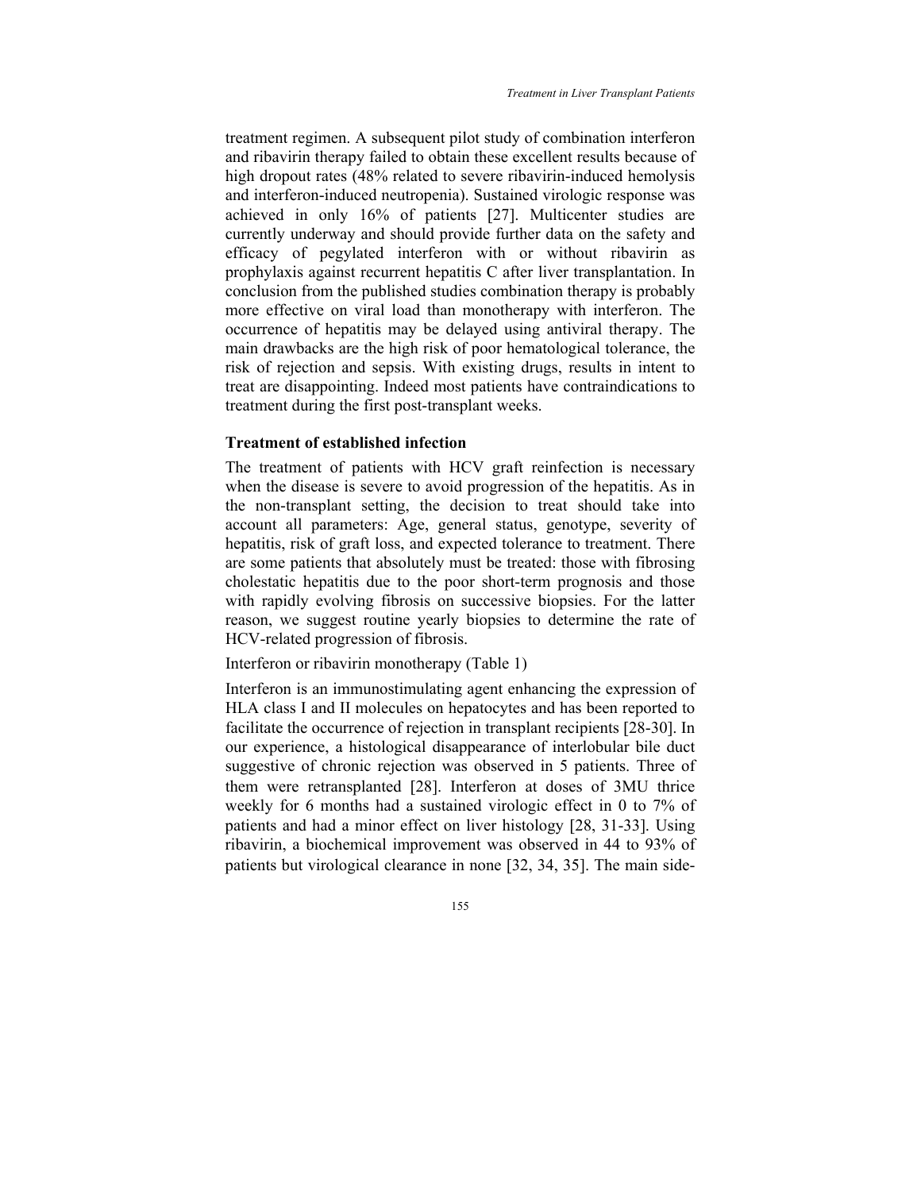treatment regimen. A subsequent pilot study of combination interferon and ribavirin therapy failed to obtain these excellent results because of high dropout rates (48% related to severe ribavirin-induced hemolysis and interferon-induced neutropenia). Sustained virologic response was achieved in only 16% of patients [27]. Multicenter studies are currently underway and should provide further data on the safety and efficacy of pegylated interferon with or without ribavirin as prophylaxis against recurrent hepatitis C after liver transplantation. In conclusion from the published studies combination therapy is probably more effective on viral load than monotherapy with interferon. The occurrence of hepatitis may be delayed using antiviral therapy. The main drawbacks are the high risk of poor hematological tolerance, the risk of rejection and sepsis. With existing drugs, results in intent to treat are disappointing. Indeed most patients have contraindications to treatment during the first post-transplant weeks.

### Treatment of established infection

The treatment of patients with HCV graft reinfection is necessary when the disease is severe to avoid progression of the hepatitis. As in the non-transplant setting, the decision to treat should take into account all parameters: Age, general status, genotype, severity of hepatitis, risk of graft loss, and expected tolerance to treatment. There are some patients that absolutely must be treated: those with fibrosing cholestatic hepatitis due to the poor short-term prognosis and those with rapidly evolving fibrosis on successive biopsies. For the latter reason, we suggest routine yearly biopsies to determine the rate of HCV-related progression of fibrosis.

Interferon or ribavirin monotherapy (Table 1)

Interferon is an immunostimulating agent enhancing the expression of HLA class I and II molecules on hepatocytes and has been reported to facilitate the occurrence of rejection in transplant recipients [28-30]. In our experience, a histological disappearance of interlobular bile duct suggestive of chronic rejection was observed in 5 patients. Three of them were retransplanted [28]. Interferon at doses of 3MU thrice weekly for 6 months had a sustained virologic effect in 0 to 7% of patients and had a minor effect on liver histology [28, 31-33]. Using ribavirin, a biochemical improvement was observed in 44 to 93% of patients but virological clearance in none [32, 34, 35]. The main side-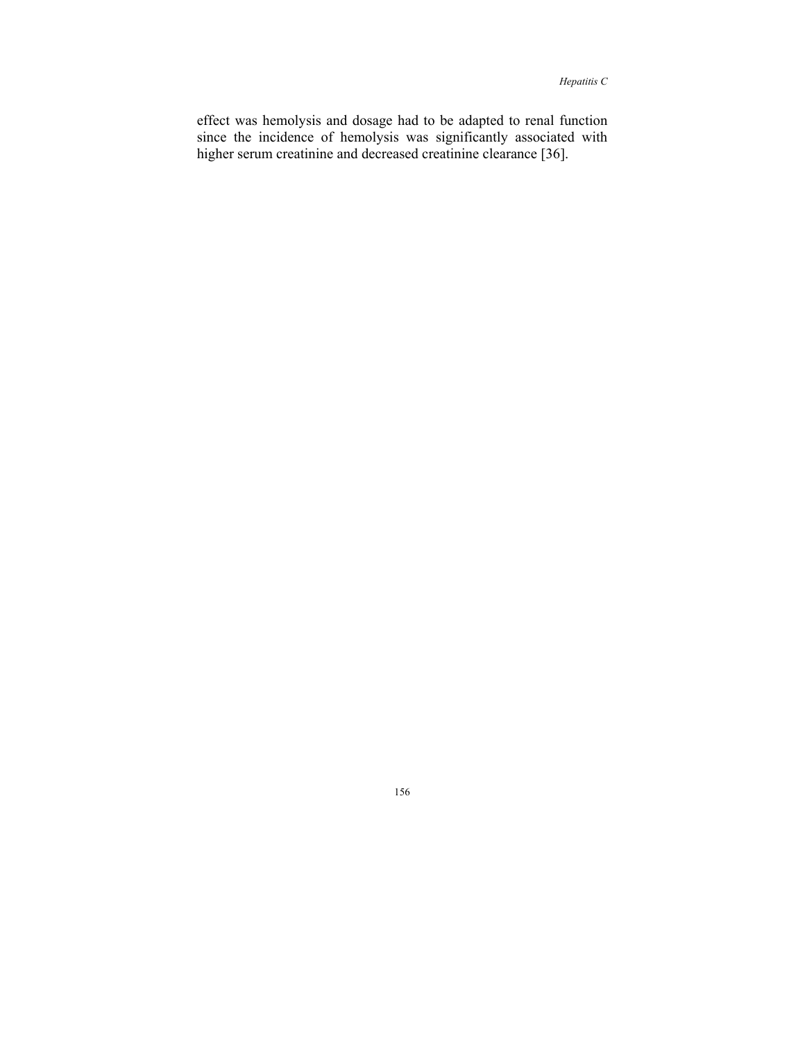effect was hemolysis and dosage had to be adapted to renal function since the incidence of hemolysis was significantly associated with higher serum creatinine and decreased creatinine clearance [36].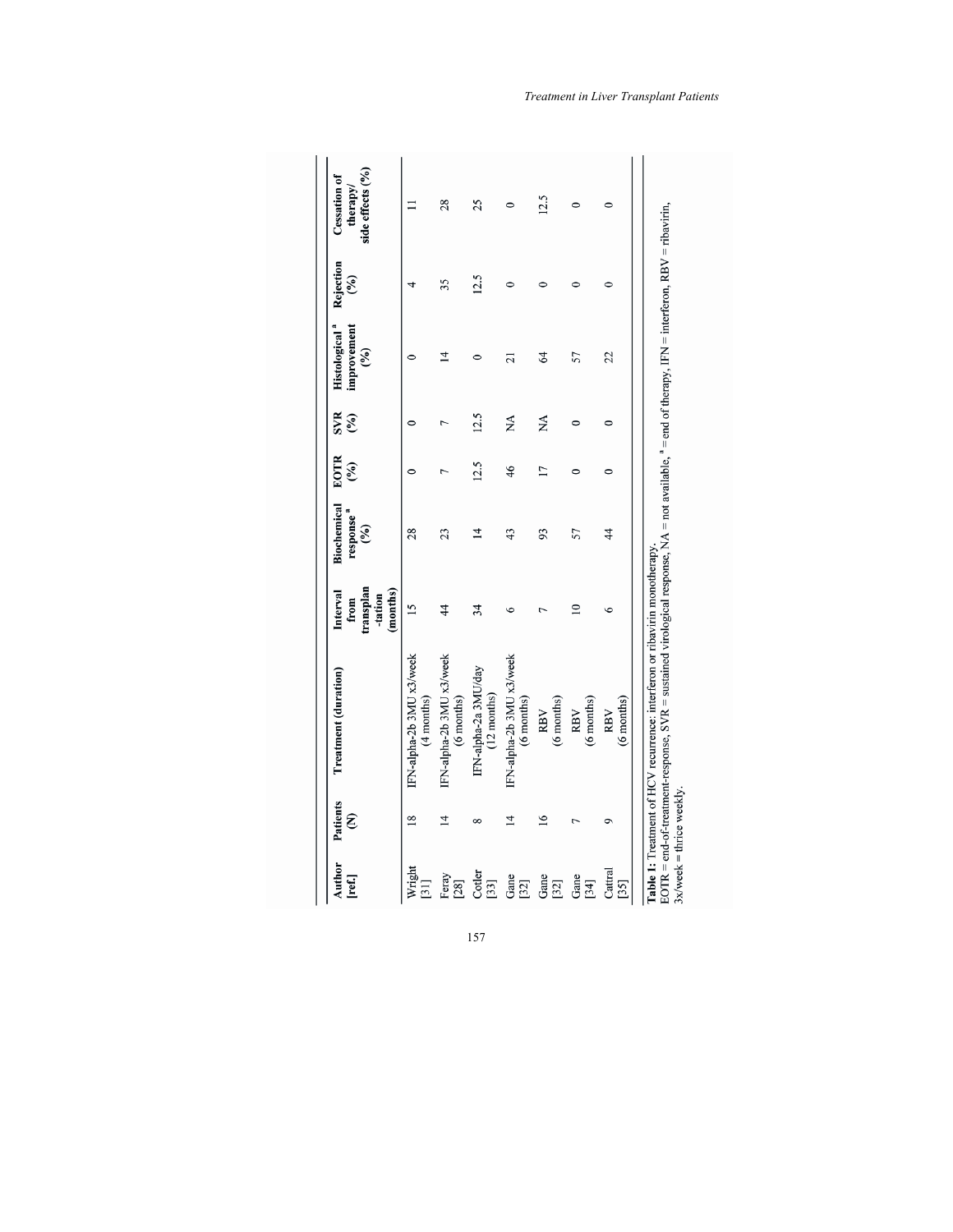| Author [ref.] | Patients (N) | Treatment (duration) | Interval from transplan-tation (months) | Biochemical response [a] (%) | EOTR (%) | SVR (%) | Histological [a] improvement (%) | Rejection (%) | Cessation of therapy/ side effects (%) |
|---|---|---|---|---|---|---|---|---|---|
| Wright [31] | 18 | IFN-alpha-2b 3MU x3/week (4 months) | 15 | 28 | 0 | 0 | 0 | 4 | 11 |
| Feray [28] | 14 | IFN-alpha-2b 3MU x3/week (6 months) | 44 | 23 | 7 | 7 | 14 | 35 | 28 |
| Cotler [33] | 8 | IFN-alpha-2a 3MU/day (12 months) | 34 | 14 | 12.5 | 12.5 | 0 | 12.5 | 25 |
| Gane [32] | 14 | IFN-alpha-2b 3MU x3/week (6 months) | 6 | 43 | 46 | NA | 21 | 0 | 0 |
| Gane [32] | 16 | RBV (6 months) | 7 | 93 | 17 | NA | 64 | 0 | 12.5 |
| Gane [34] | 7 | RBV (6 months) | 10 | 57 | 0 | 0 | 57 | 0 | 0 |
| Cattral [35] | 9 | RBV (6 months) | 6 | 44 | 0 | 0 | 22 | 0 | 0 |

**Table 1:** Treatment of HCV recurrence: interferon or ribavirin monotherapy.
EOTR = end-of-treatment-response, SVR = sustained virological response, NA = not available, [a] = end of therapy, IFN = interferon, RBV = ribavirin, 3x/week = thrice weekly.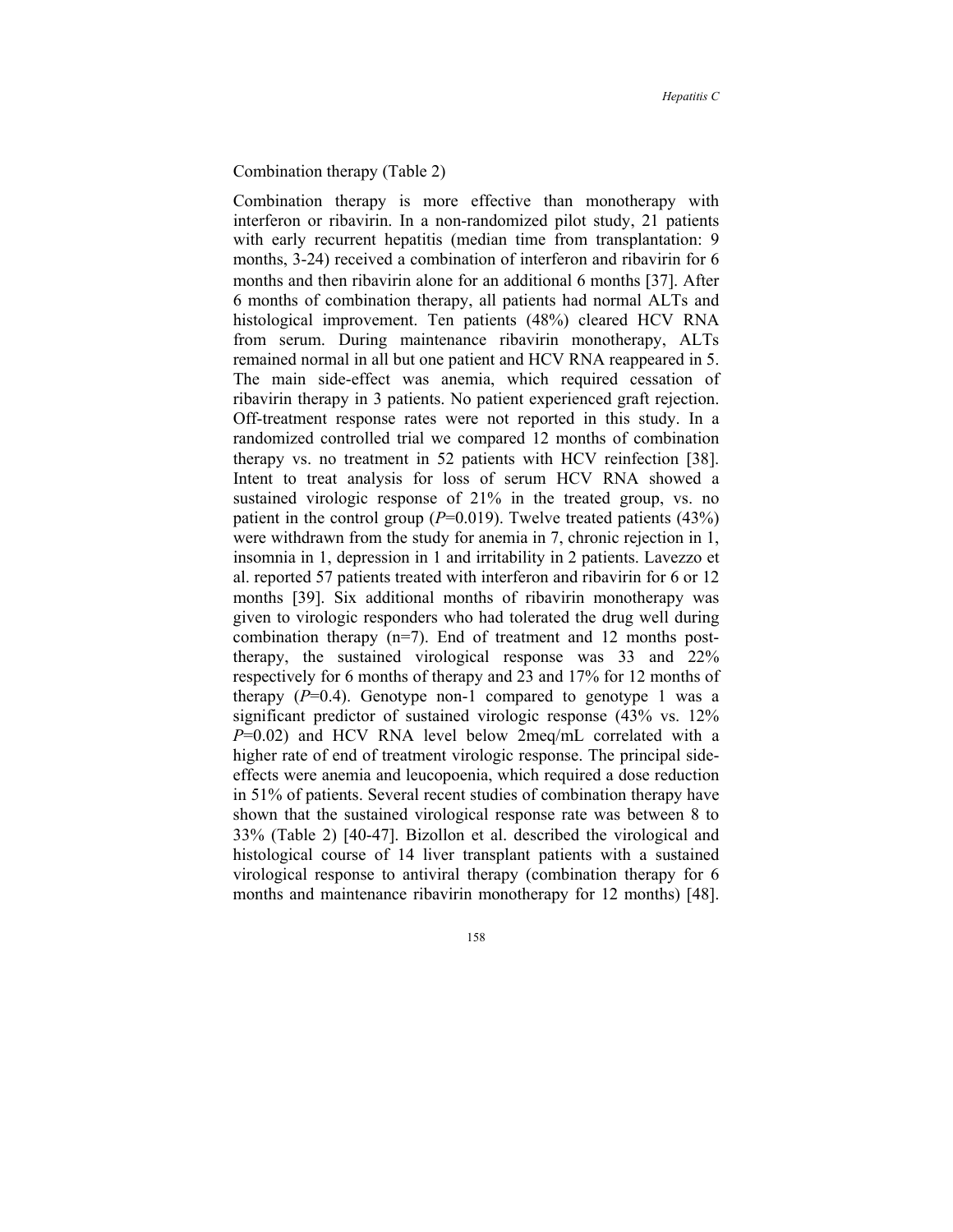Combination therapy (Table 2)

Combination therapy is more effective than monotherapy with interferon or ribavirin. In a non-randomized pilot study, 21 patients with early recurrent hepatitis (median time from transplantation: 9 months, 3-24) received a combination of interferon and ribavirin for 6 months and then ribavirin alone for an additional 6 months [37]. After 6 months of combination therapy, all patients had normal ALTs and histological improvement. Ten patients (48%) cleared HCV RNA from serum. During maintenance ribavirin monotherapy, ALTs remained normal in all but one patient and HCV RNA reappeared in 5. The main side-effect was anemia, which required cessation of ribavirin therapy in 3 patients. No patient experienced graft rejection. Off-treatment response rates were not reported in this study. In a randomized controlled trial we compared 12 months of combination therapy vs. no treatment in 52 patients with HCV reinfection [38]. Intent to treat analysis for loss of serum HCV RNA showed a sustained virologic response of 21% in the treated group, vs. no patient in the control group ($P$=0.019). Twelve treated patients (43%) were withdrawn from the study for anemia in 7, chronic rejection in 1, insomnia in 1, depression in 1 and irritability in 2 patients. Lavezzo et al. reported 57 patients treated with interferon and ribavirin for 6 or 12 months [39]. Six additional months of ribavirin monotherapy was given to virologic responders who had tolerated the drug well during combination therapy (n=7). End of treatment and 12 months post-therapy, the sustained virological response was 33 and 22% respectively for 6 months of therapy and 23 and 17% for 12 months of therapy ($P$=0.4). Genotype non-1 compared to genotype 1 was a significant predictor of sustained virologic response (43% vs. 12% $P$=0.02) and HCV RNA level below 2meq/mL correlated with a higher rate of end of treatment virologic response. The principal side-effects were anemia and leucopoenia, which required a dose reduction in 51% of patients. Several recent studies of combination therapy have shown that the sustained virological response rate was between 8 to 33% (Table 2) [40-47]. Bizollon et al. described the virological and histological course of 14 liver transplant patients with a sustained virological response to antiviral therapy (combination therapy for 6 months and maintenance ribavirin monotherapy for 12 months) [48].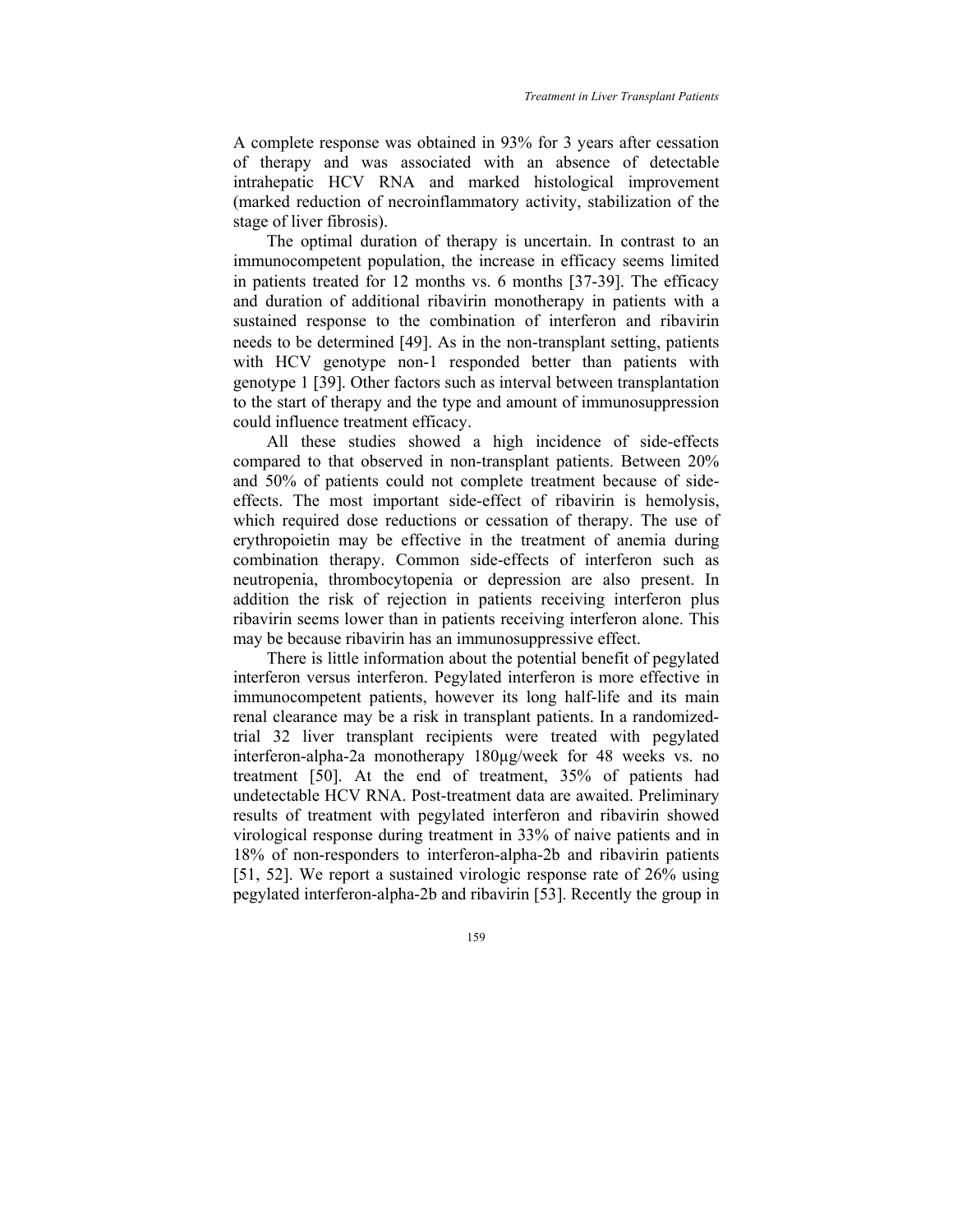A complete response was obtained in 93% for 3 years after cessation of therapy and was associated with an absence of detectable intrahepatic HCV RNA and marked histological improvement (marked reduction of necroinflammatory activity, stabilization of the stage of liver fibrosis).

The optimal duration of therapy is uncertain. In contrast to an immunocompetent population, the increase in efficacy seems limited in patients treated for 12 months vs. 6 months [37-39]. The efficacy and duration of additional ribavirin monotherapy in patients with a sustained response to the combination of interferon and ribavirin needs to be determined [49]. As in the non-transplant setting, patients with HCV genotype non-1 responded better than patients with genotype 1 [39]. Other factors such as interval between transplantation to the start of therapy and the type and amount of immunosuppression could influence treatment efficacy.

All these studies showed a high incidence of side-effects compared to that observed in non-transplant patients. Between 20% and 50% of patients could not complete treatment because of side-effects. The most important side-effect of ribavirin is hemolysis, which required dose reductions or cessation of therapy. The use of erythropoietin may be effective in the treatment of anemia during combination therapy. Common side-effects of interferon such as neutropenia, thrombocytopenia or depression are also present. In addition the risk of rejection in patients receiving interferon plus ribavirin seems lower than in patients receiving interferon alone. This may be because ribavirin has an immunosuppressive effect.

There is little information about the potential benefit of pegylated interferon versus interferon. Pegylated interferon is more effective in immunocompetent patients, however its long half-life and its main renal clearance may be a risk in transplant patients. In a randomized-trial 32 liver transplant recipients were treated with pegylated interferon-alpha-2a monotherapy 180µg/week for 48 weeks vs. no treatment [50]. At the end of treatment, 35% of patients had undetectable HCV RNA. Post-treatment data are awaited. Preliminary results of treatment with pegylated interferon and ribavirin showed virological response during treatment in 33% of naive patients and in 18% of non-responders to interferon-alpha-2b and ribavirin patients [51, 52]. We report a sustained virologic response rate of 26% using pegylated interferon-alpha-2b and ribavirin [53]. Recently the group in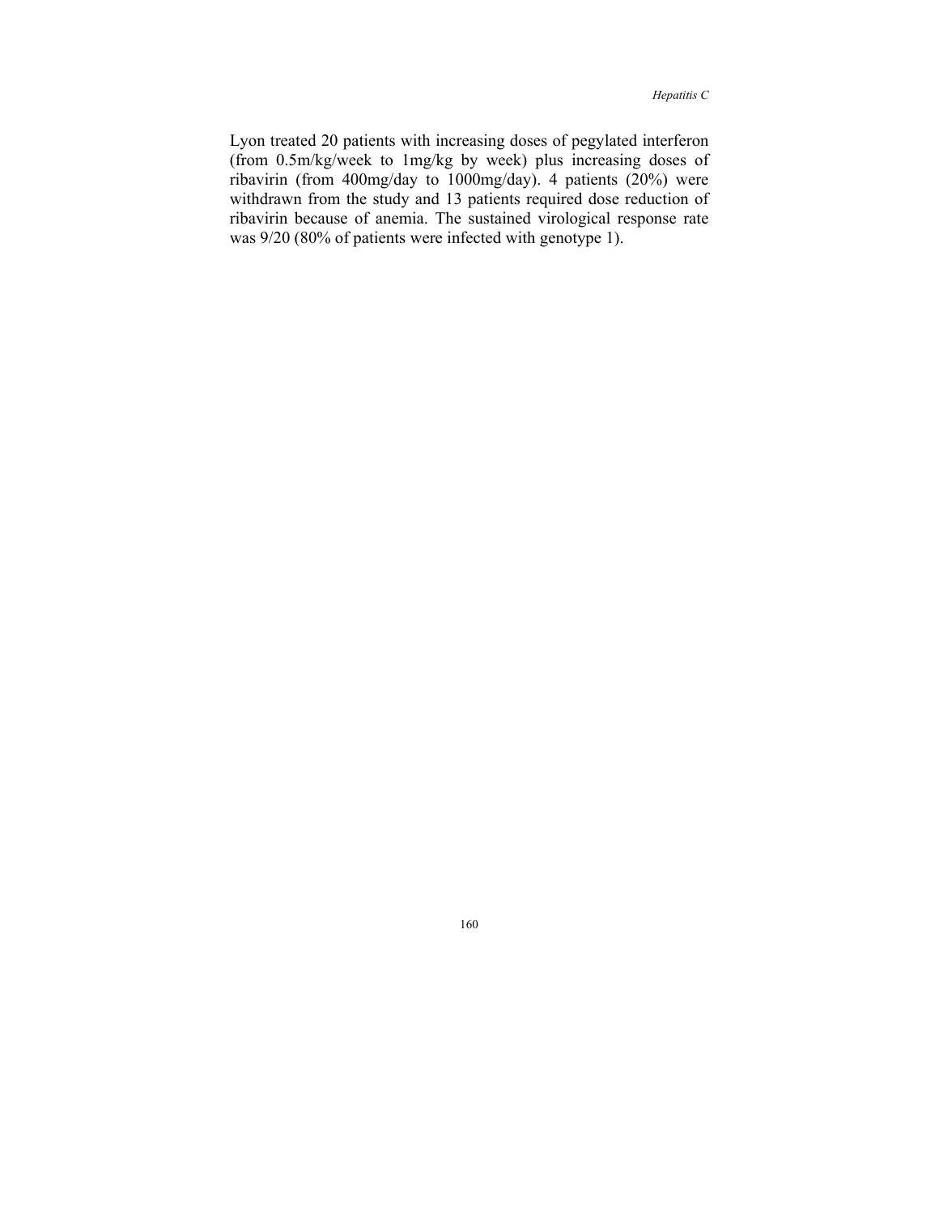Lyon treated 20 patients with increasing doses of pegylated interferon (from 0.5m/kg/week to 1mg/kg by week) plus increasing doses of ribavirin (from 400mg/day to 1000mg/day). 4 patients (20%) were withdrawn from the study and 13 patients required dose reduction of ribavirin because of anemia. The sustained virological response rate was 9/20 (80% of patients were infected with genotype 1).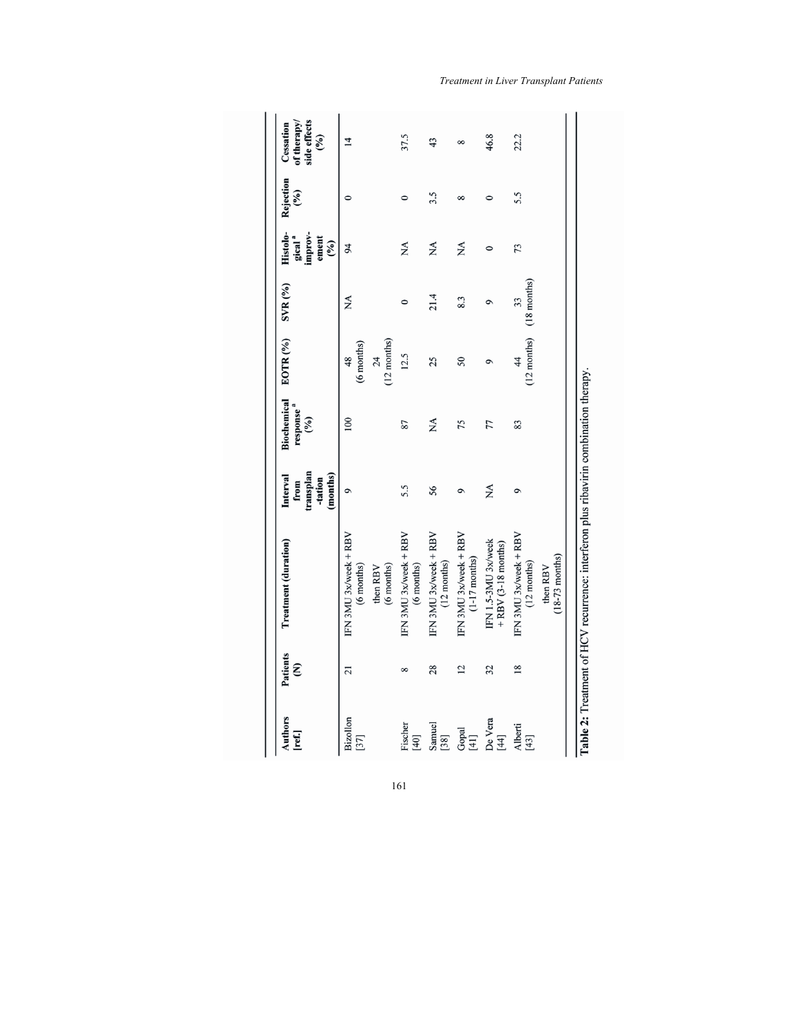| Authors [ref.] | Patients (N) | Treatment (duration) | Interval from transplantation (months) | Biochemical response[a] (%) | EOTR (%) | SVR (%) | Histological[a] improvement (%) | Rejection (%) | Cessation of therapy/ side effects (%) |
|---|---|---|---|---|---|---|---|---|---|
| Bizollon [37] | 21 | IFN 3MU 3x/week + RBV (6 months) then RBV (6 months) | 9 | 100 | 48 (6 months) 24 (12 months) | NA | 94 | 0 | 14 |
| Fischer [40] | 8 | IFN 3MU 3x/week + RBV (6 months) | 5.5 | 87 | 12.5 | 0 | NA | 0 | 37.5 |
| Samuel [38] | 28 | IFN 3MU 3x/week + RBV (12 months) | 56 | NA | 25 | 21.4 | NA | 3.5 | 43 |
| Gopal [41] | 12 | IFN 3MU 3x/week + RBV (1-17 months) | 9 | 75 | 50 | 8.3 | NA | 8 | 8 |
| De Vera [44] | 32 | IFN 1.5-3MU 3x/week + RBV (3-18 months) | NA | 77 | 9 | 9 | 0 | 0 | 46.8 |
| Alberti [43] | 18 | IFN 3MU 3x/week + RBV (12 months) then RBV (18-73 months) | 9 | 83 | 44 (12 months) | 33 (18 months) | 73 | 5.5 | 22.2 |

**Table 2:** Treatment of HCV recurrence: interferon plus ribavirin combination therapy.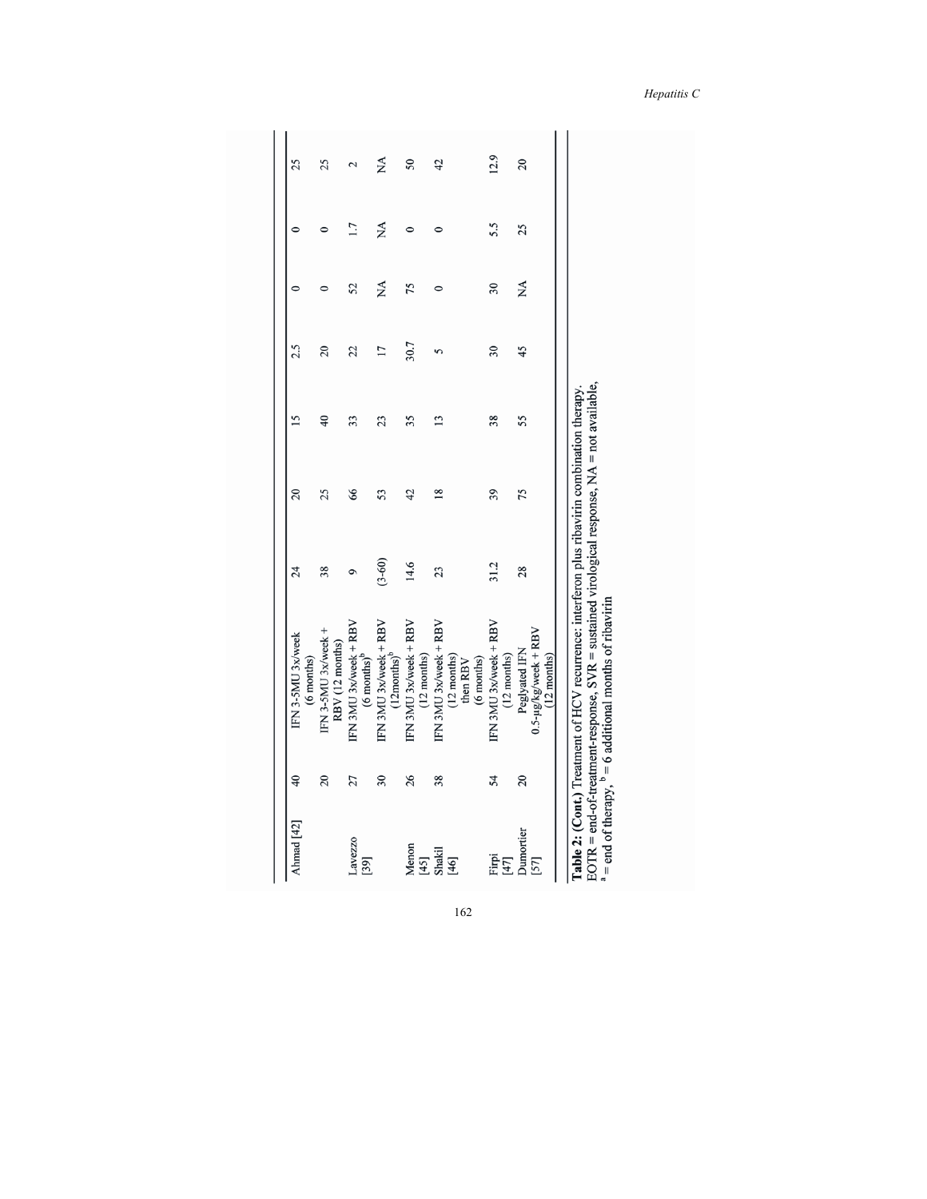| | | | | | | | | | |
|---|---|---|---|---|---|---|---|---|---|
| Ahmad [42] | 40 | IFN 3-5MU 3x/week (6 months) | 24 | 20 | 15 | 2.5 | 0 | 0 | 25 |
| | 20 | IFN 3-5MU 3x/week + RBV (12 months) | 38 | 25 | 40 | 20 | 0 | 0 | 25 |
| Lavezzo [39] | 27 | IFN 3MU 3x/week + RBV (6 months)[b] | 9 | 66 | 33 | 22 | 52 | 1.7 | 2 |
| | 30 | IFN 3MU 3x/week + RBV (12months)[b] | (3-60) | 53 | 23 | 17 | NA | NA | NA |
| Menon [45] | 26 | IFN 3MU 3x/week + RBV (12 months) | 14.6 | 42 | 35 | 30.7 | 75 | 0 | 50 |
| Shakil [46] | 38 | IFN 3MU 3x/week + RBV (12 months) then RBV (6 months) | 23 | 18 | 13 | 5 | 0 | 0 | 42 |
| Firpi [47] | 54 | IFN 3MU 3x/week + RBV (12 months) | 31.2 | 39 | 38 | 30 | 30 | 5.5 | 12.9 |
| Dumortier [57] | 20 | Peglyated IFN 0.5-μg/kg/week + RBV (12 months) | 28 | 75 | 55 | 45 | NA | 25 | 20 |

**Table 2: (Cont.)** Treatment of HCV recurrence: interferon plus ribavirin combination therapy.
EOTR = end-of-treatment-response, SVR = sustained virological response, NA = not available,
[a] = end of therapy, [b] = 6 additional months of ribavirin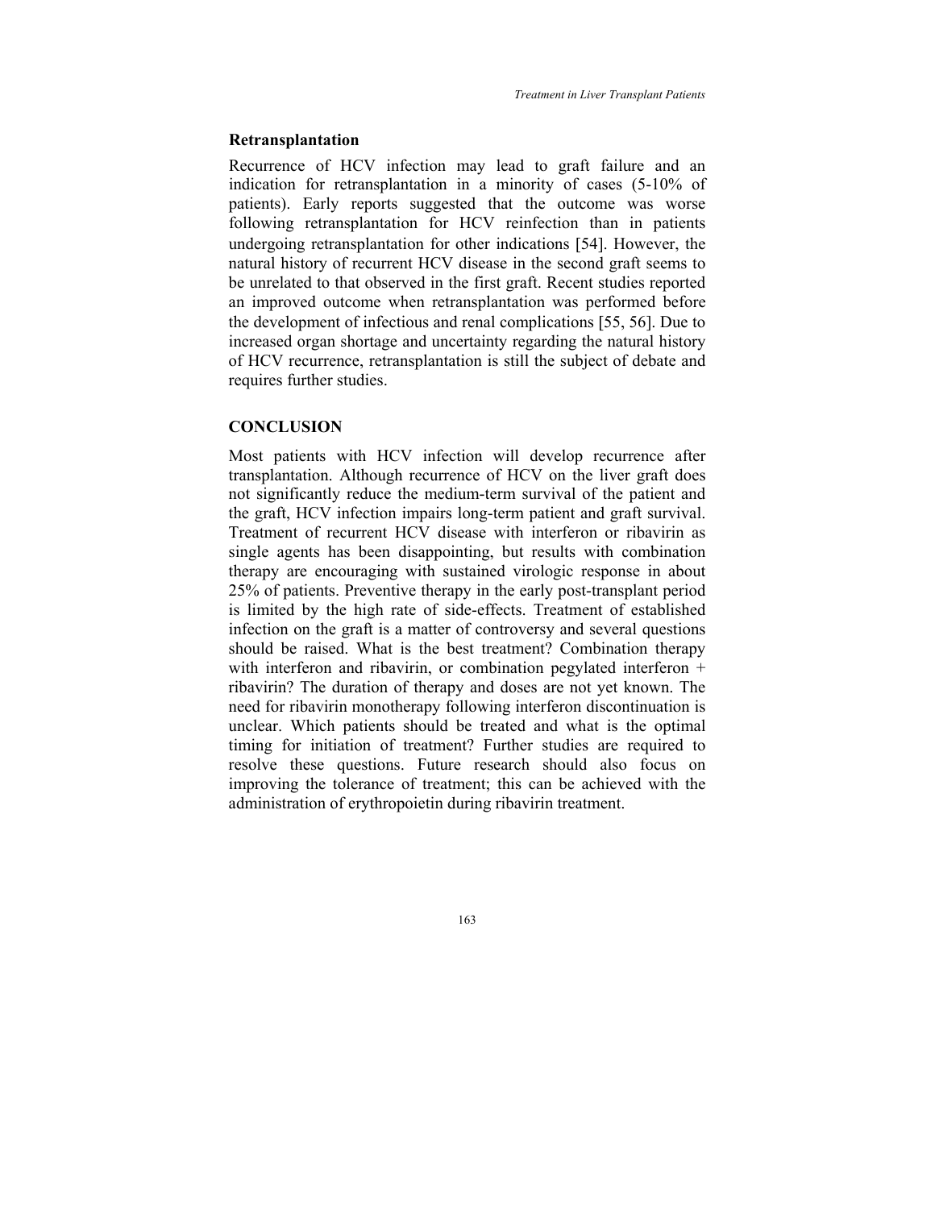### Retransplantation

Recurrence of HCV infection may lead to graft failure and an indication for retransplantation in a minority of cases (5-10% of patients). Early reports suggested that the outcome was worse following retransplantation for HCV reinfection than in patients undergoing retransplantation for other indications [54]. However, the natural history of recurrent HCV disease in the second graft seems to be unrelated to that observed in the first graft. Recent studies reported an improved outcome when retransplantation was performed before the development of infectious and renal complications [55, 56]. Due to increased organ shortage and uncertainty regarding the natural history of HCV recurrence, retransplantation is still the subject of debate and requires further studies.

## CONCLUSION

Most patients with HCV infection will develop recurrence after transplantation. Although recurrence of HCV on the liver graft does not significantly reduce the medium-term survival of the patient and the graft, HCV infection impairs long-term patient and graft survival. Treatment of recurrent HCV disease with interferon or ribavirin as single agents has been disappointing, but results with combination therapy are encouraging with sustained virologic response in about 25% of patients. Preventive therapy in the early post-transplant period is limited by the high rate of side-effects. Treatment of established infection on the graft is a matter of controversy and several questions should be raised. What is the best treatment? Combination therapy with interferon and ribavirin, or combination pegylated interferon + ribavirin? The duration of therapy and doses are not yet known. The need for ribavirin monotherapy following interferon discontinuation is unclear. Which patients should be treated and what is the optimal timing for initiation of treatment? Further studies are required to resolve these questions. Future research should also focus on improving the tolerance of treatment; this can be achieved with the administration of erythropoietin during ribavirin treatment.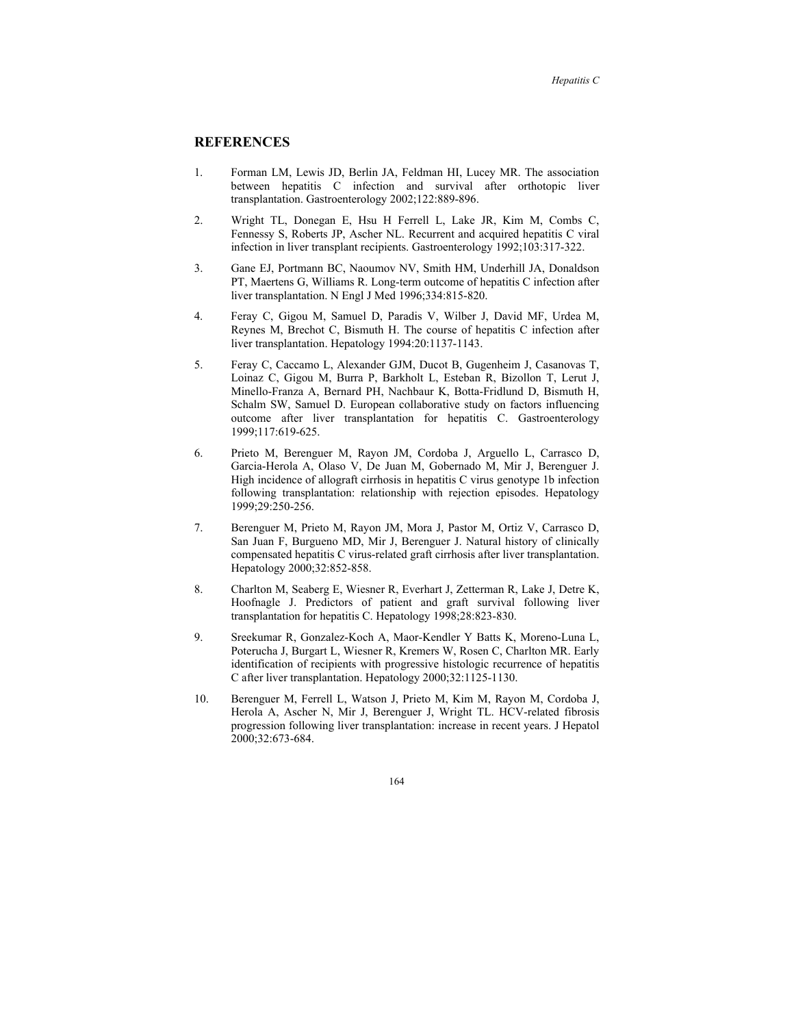## REFERENCES

1. Forman LM, Lewis JD, Berlin JA, Feldman HI, Lucey MR. The association between hepatitis C infection and survival after orthotopic liver transplantation. Gastroenterology 2002;122:889-896.
2. Wright TL, Donegan E, Hsu H Ferrell L, Lake JR, Kim M, Combs C, Fennessy S, Roberts JP, Ascher NL. Recurrent and acquired hepatitis C viral infection in liver transplant recipients. Gastroenterology 1992;103:317-322.
3. Gane EJ, Portmann BC, Naoumov NV, Smith HM, Underhill JA, Donaldson PT, Maertens G, Williams R. Long-term outcome of hepatitis C infection after liver transplantation. N Engl J Med 1996;334:815-820.
4. Feray C, Gigou M, Samuel D, Paradis V, Wilber J, David MF, Urdea M, Reynes M, Brechot C, Bismuth H. The course of hepatitis C infection after liver transplantation. Hepatology 1994:20:1137-1143.
5. Feray C, Caccamo L, Alexander GJM, Ducot B, Gugenheim J, Casanovas T, Loinaz C, Gigou M, Burra P, Barkholt L, Esteban R, Bizollon T, Lerut J, Minello-Franza A, Bernard PH, Nachbaur K, Botta-Fridlund D, Bismuth H, Schalm SW, Samuel D. European collaborative study on factors influencing outcome after liver transplantation for hepatitis C. Gastroenterology 1999;117:619-625.
6. Prieto M, Berenguer M, Rayon JM, Cordoba J, Arguello L, Carrasco D, Garcia-Herola A, Olaso V, De Juan M, Gobernado M, Mir J, Berenguer J. High incidence of allograft cirrhosis in hepatitis C virus genotype 1b infection following transplantation: relationship with rejection episodes. Hepatology 1999;29:250-256.
7. Berenguer M, Prieto M, Rayon JM, Mora J, Pastor M, Ortiz V, Carrasco D, San Juan F, Burgueno MD, Mir J, Berenguer J. Natural history of clinically compensated hepatitis C virus-related graft cirrhosis after liver transplantation. Hepatology 2000;32:852-858.
8. Charlton M, Seaberg E, Wiesner R, Everhart J, Zetterman R, Lake J, Detre K, Hoofnagle J. Predictors of patient and graft survival following liver transplantation for hepatitis C. Hepatology 1998;28:823-830.
9. Sreekumar R, Gonzalez-Koch A, Maor-Kendler Y Batts K, Moreno-Luna L, Poterucha J, Burgart L, Wiesner R, Kremers W, Rosen C, Charlton MR. Early identification of recipients with progressive histologic recurrence of hepatitis C after liver transplantation. Hepatology 2000;32:1125-1130.
10. Berenguer M, Ferrell L, Watson J, Prieto M, Kim M, Rayon M, Cordoba J, Herola A, Ascher N, Mir J, Berenguer J, Wright TL. HCV-related fibrosis progression following liver transplantation: increase in recent years. J Hepatol 2000;32:673-684.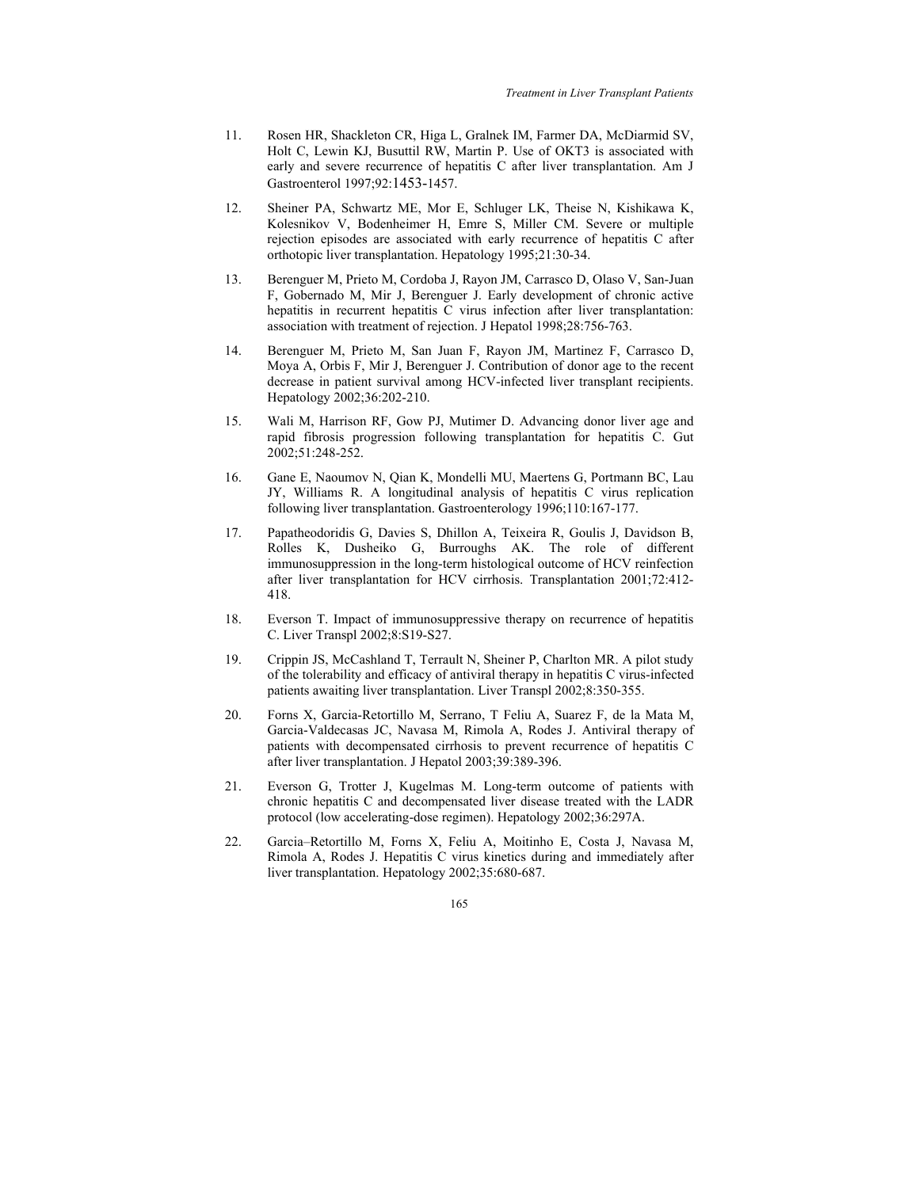11. Rosen HR, Shackleton CR, Higa L, Gralnek IM, Farmer DA, McDiarmid SV, Holt C, Lewin KJ, Busuttil RW, Martin P. Use of OKT3 is associated with early and severe recurrence of hepatitis C after liver transplantation. Am J Gastroenterol 1997;92:1453-1457.

12. Sheiner PA, Schwartz ME, Mor E, Schluger LK, Theise N, Kishikawa K, Kolesnikov V, Bodenheimer H, Emre S, Miller CM. Severe or multiple rejection episodes are associated with early recurrence of hepatitis C after orthotopic liver transplantation. Hepatology 1995;21:30-34.

13. Berenguer M, Prieto M, Cordoba J, Rayon JM, Carrasco D, Olaso V, San-Juan F, Gobernado M, Mir J, Berenguer J. Early development of chronic active hepatitis in recurrent hepatitis C virus infection after liver transplantation: association with treatment of rejection. J Hepatol 1998;28:756-763.

14. Berenguer M, Prieto M, San Juan F, Rayon JM, Martinez F, Carrasco D, Moya A, Orbis F, Mir J, Berenguer J. Contribution of donor age to the recent decrease in patient survival among HCV-infected liver transplant recipients. Hepatology 2002;36:202-210.

15. Wali M, Harrison RF, Gow PJ, Mutimer D. Advancing donor liver age and rapid fibrosis progression following transplantation for hepatitis C. Gut 2002;51:248-252.

16. Gane E, Naoumov N, Qian K, Mondelli MU, Maertens G, Portmann BC, Lau JY, Williams R. A longitudinal analysis of hepatitis C virus replication following liver transplantation. Gastroenterology 1996;110:167-177.

17. Papatheodoridis G, Davies S, Dhillon A, Teixeira R, Goulis J, Davidson B, Rolles K, Dusheiko G, Burroughs AK. The role of different immunosuppression in the long-term histological outcome of HCV reinfection after liver transplantation for HCV cirrhosis. Transplantation 2001;72:412-418.

18. Everson T. Impact of immunosuppressive therapy on recurrence of hepatitis C. Liver Transpl 2002;8:S19-S27.

19. Crippin JS, McCashland T, Terrault N, Sheiner P, Charlton MR. A pilot study of the tolerability and efficacy of antiviral therapy in hepatitis C virus-infected patients awaiting liver transplantation. Liver Transpl 2002;8:350-355.

20. Forns X, Garcia-Retortillo M, Serrano, T Feliu A, Suarez F, de la Mata M, Garcia-Valdecasas JC, Navasa M, Rimola A, Rodes J. Antiviral therapy of patients with decompensated cirrhosis to prevent recurrence of hepatitis C after liver transplantation. J Hepatol 2003;39:389-396.

21. Everson G, Trotter J, Kugelmas M. Long-term outcome of patients with chronic hepatitis C and decompensated liver disease treated with the LADR protocol (low accelerating-dose regimen). Hepatology 2002;36:297A.

22. Garcia–Retortillo M, Forns X, Feliu A, Moitinho E, Costa J, Navasa M, Rimola A, Rodes J. Hepatitis C virus kinetics during and immediately after liver transplantation. Hepatology 2002;35:680-687.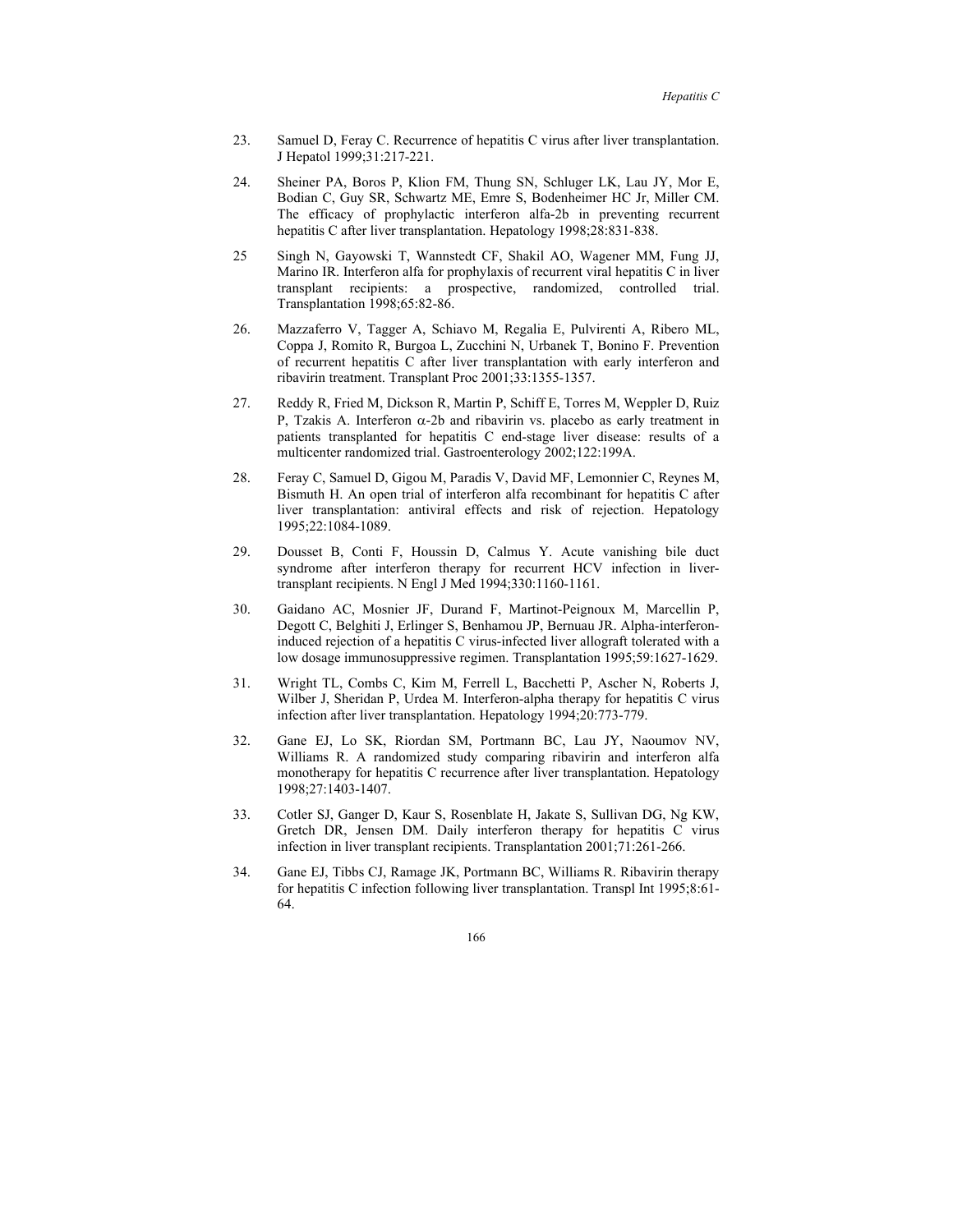23. Samuel D, Feray C. Recurrence of hepatitis C virus after liver transplantation. J Hepatol 1999;31:217-221.

24. Sheiner PA, Boros P, Klion FM, Thung SN, Schluger LK, Lau JY, Mor E, Bodian C, Guy SR, Schwartz ME, Emre S, Bodenheimer HC Jr, Miller CM. The efficacy of prophylactic interferon alfa-2b in preventing recurrent hepatitis C after liver transplantation. Hepatology 1998;28:831-838.

25 Singh N, Gayowski T, Wannstedt CF, Shakil AO, Wagener MM, Fung JJ, Marino IR. Interferon alfa for prophylaxis of recurrent viral hepatitis C in liver transplant recipients: a prospective, randomized, controlled trial. Transplantation 1998;65:82-86.

26. Mazzaferro V, Tagger A, Schiavo M, Regalia E, Pulvirenti A, Ribero ML, Coppa J, Romito R, Burgoa L, Zucchini N, Urbanek T, Bonino F. Prevention of recurrent hepatitis C after liver transplantation with early interferon and ribavirin treatment. Transplant Proc 2001;33:1355-1357.

27. Reddy R, Fried M, Dickson R, Martin P, Schiff E, Torres M, Weppler D, Ruiz P, Tzakis A. Interferon $\alpha$-2b and ribavirin vs. placebo as early treatment in patients transplanted for hepatitis C end-stage liver disease: results of a multicenter randomized trial. Gastroenterology 2002;122:199A.

28. Feray C, Samuel D, Gigou M, Paradis V, David MF, Lemonnier C, Reynes M, Bismuth H. An open trial of interferon alfa recombinant for hepatitis C after liver transplantation: antiviral effects and risk of rejection. Hepatology 1995;22:1084-1089.

29. Dousset B, Conti F, Houssin D, Calmus Y. Acute vanishing bile duct syndrome after interferon therapy for recurrent HCV infection in liver-transplant recipients. N Engl J Med 1994;330:1160-1161.

30. Gaidano AC, Mosnier JF, Durand F, Martinot-Peignoux M, Marcellin P, Degott C, Belghiti J, Erlinger S, Benhamou JP, Bernuau JR. Alpha-interferon-induced rejection of a hepatitis C virus-infected liver allograft tolerated with a low dosage immunosuppressive regimen. Transplantation 1995;59:1627-1629.

31. Wright TL, Combs C, Kim M, Ferrell L, Bacchetti P, Ascher N, Roberts J, Wilber J, Sheridan P, Urdea M. Interferon-alpha therapy for hepatitis C virus infection after liver transplantation. Hepatology 1994;20:773-779.

32. Gane EJ, Lo SK, Riordan SM, Portmann BC, Lau JY, Naoumov NV, Williams R. A randomized study comparing ribavirin and interferon alfa monotherapy for hepatitis C recurrence after liver transplantation. Hepatology 1998;27:1403-1407.

33. Cotler SJ, Ganger D, Kaur S, Rosenblate H, Jakate S, Sullivan DG, Ng KW, Gretch DR, Jensen DM. Daily interferon therapy for hepatitis C virus infection in liver transplant recipients. Transplantation 2001;71:261-266.

34. Gane EJ, Tibbs CJ, Ramage JK, Portmann BC, Williams R. Ribavirin therapy for hepatitis C infection following liver transplantation. Transpl Int 1995;8:61-64.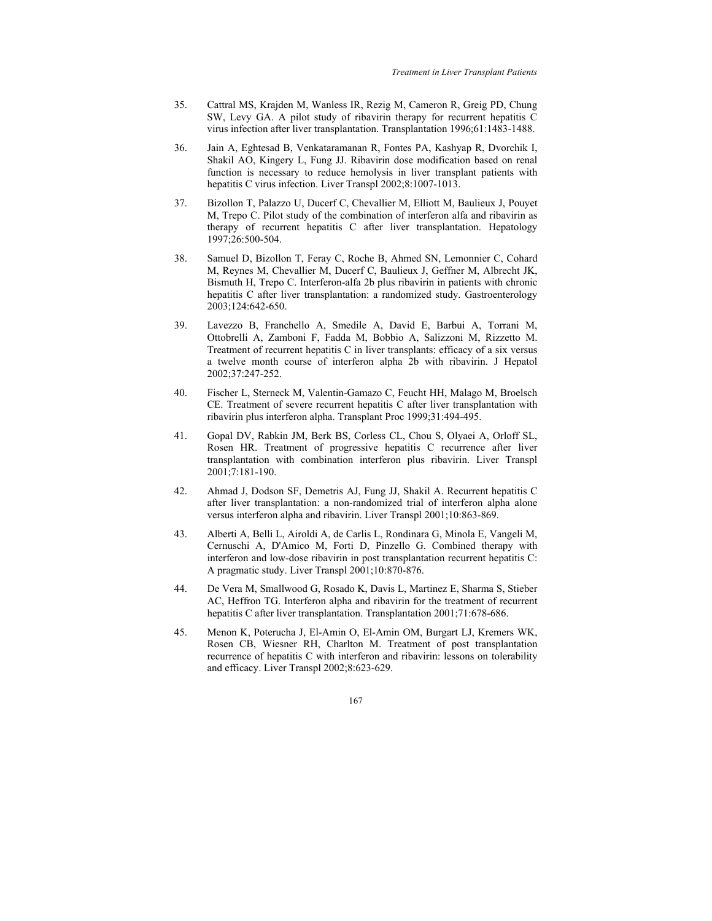35. Cattral MS, Krajden M, Wanless IR, Rezig M, Cameron R, Greig PD, Chung SW, Levy GA. A pilot study of ribavirin therapy for recurrent hepatitis C virus infection after liver transplantation. Transplantation 1996;61:1483-1488.

36. Jain A, Eghtesad B, Venkataramanan R, Fontes PA, Kashyap R, Dvorchik I, Shakil AO, Kingery L, Fung JJ. Ribavirin dose modification based on renal function is necessary to reduce hemolysis in liver transplant patients with hepatitis C virus infection. Liver Transpl 2002;8:1007-1013.

37. Bizollon T, Palazzo U, Ducerf C, Chevallier M, Elliott M, Baulieux J, Pouyet M, Trepo C. Pilot study of the combination of interferon alfa and ribavirin as therapy of recurrent hepatitis C after liver transplantation. Hepatology 1997;26:500-504.

38. Samuel D, Bizollon T, Feray C, Roche B, Ahmed SN, Lemonnier C, Cohard M, Reynes M, Chevallier M, Ducerf C, Baulieux J, Geffner M, Albrecht JK, Bismuth H, Trepo C. Interferon-alfa 2b plus ribavirin in patients with chronic hepatitis C after liver transplantation: a randomized study. Gastroenterology 2003;124:642-650.

39. Lavezzo B, Franchello A, Smedile A, David E, Barbui A, Torrani M, Ottobrelli A, Zamboni F, Fadda M, Bobbio A, Salizzoni M, Rizzetto M. Treatment of recurrent hepatitis C in liver transplants: efficacy of a six versus a twelve month course of interferon alpha 2b with ribavirin. J Hepatol 2002;37:247-252.

40. Fischer L, Sterneck M, Valentin-Gamazo C, Feucht HH, Malago M, Broelsch CE. Treatment of severe recurrent hepatitis C after liver transplantation with ribavirin plus interferon alpha. Transplant Proc 1999;31:494-495.

41. Gopal DV, Rabkin JM, Berk BS, Corless CL, Chou S, Olyaei A, Orloff SL, Rosen HR. Treatment of progressive hepatitis C recurrence after liver transplantation with combination interferon plus ribavirin. Liver Transpl 2001;7:181-190.

42. Ahmad J, Dodson SF, Demetris AJ, Fung JJ, Shakil A. Recurrent hepatitis C after liver transplantation: a non-randomized trial of interferon alpha alone versus interferon alpha and ribavirin. Liver Transpl 2001;10:863-869.

43. Alberti A, Belli L, Airoldi A, de Carlis L, Rondinara G, Minola E, Vangeli M, Cernuschi A, D'Amico M, Forti D, Pinzello G. Combined therapy with interferon and low-dose ribavirin in post transplantation recurrent hepatitis C: A pragmatic study. Liver Transpl 2001;10:870-876.

44. De Vera M, Smallwood G, Rosado K, Davis L, Martinez E, Sharma S, Stieber AC, Heffron TG. Interferon alpha and ribavirin for the treatment of recurrent hepatitis C after liver transplantation. Transplantation 2001;71:678-686.

45. Menon K, Poterucha J, El-Amin O, El-Amin OM, Burgart LJ, Kremers WK, Rosen CB, Wiesner RH, Charlton M. Treatment of post transplantation recurrence of hepatitis C with interferon and ribavirin: lessons on tolerability and efficacy. Liver Transpl 2002;8:623-629.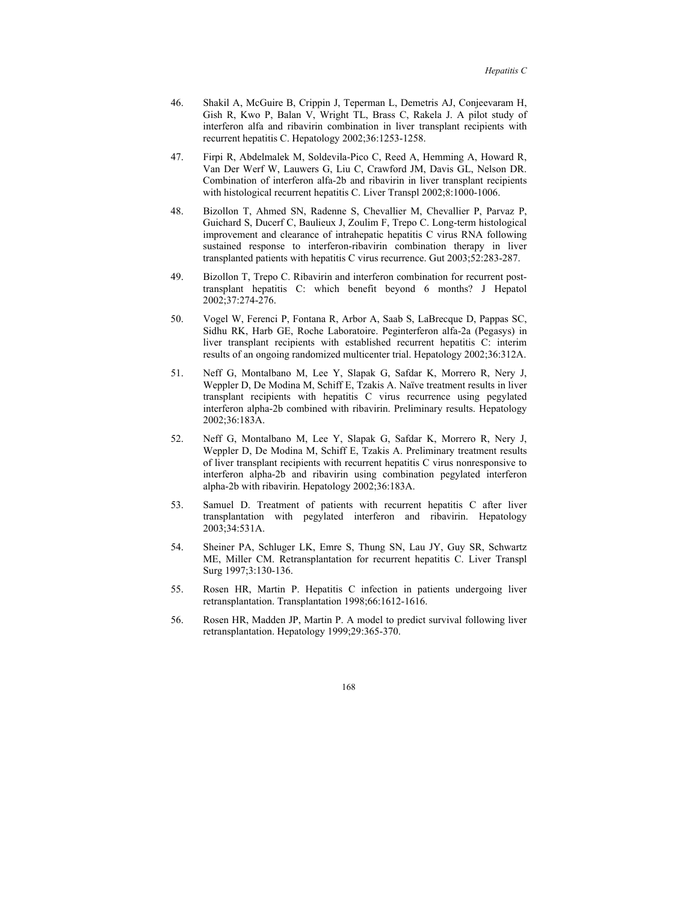46. Shakil A, McGuire B, Crippin J, Teperman L, Demetris AJ, Conjeevaram H, Gish R, Kwo P, Balan V, Wright TL, Brass C, Rakela J. A pilot study of interferon alfa and ribavirin combination in liver transplant recipients with recurrent hepatitis C. Hepatology 2002;36:1253-1258.

47. Firpi R, Abdelmalek M, Soldevila-Pico C, Reed A, Hemming A, Howard R, Van Der Werf W, Lauwers G, Liu C, Crawford JM, Davis GL, Nelson DR. Combination of interferon alfa-2b and ribavirin in liver transplant recipients with histological recurrent hepatitis C. Liver Transpl 2002;8:1000-1006.

48. Bizollon T, Ahmed SN, Radenne S, Chevallier M, Chevallier P, Parvaz P, Guichard S, Ducerf C, Baulieux J, Zoulim F, Trepo C. Long-term histological improvement and clearance of intrahepatic hepatitis C virus RNA following sustained response to interferon-ribavirin combination therapy in liver transplanted patients with hepatitis C virus recurrence. Gut 2003;52:283-287.

49. Bizollon T, Trepo C. Ribavirin and interferon combination for recurrent post-transplant hepatitis C: which benefit beyond 6 months? J Hepatol 2002;37:274-276.

50. Vogel W, Ferenci P, Fontana R, Arbor A, Saab S, LaBrecque D, Pappas SC, Sidhu RK, Harb GE, Roche Laboratoire. Peginterferon alfa-2a (Pegasys) in liver transplant recipients with established recurrent hepatitis C: interim results of an ongoing randomized multicenter trial. Hepatology 2002;36:312A.

51. Neff G, Montalbano M, Lee Y, Slapak G, Safdar K, Morrero R, Nery J, Weppler D, De Modina M, Schiff E, Tzakis A. Naïve treatment results in liver transplant recipients with hepatitis C virus recurrence using pegylated interferon alpha-2b combined with ribavirin. Preliminary results. Hepatology 2002;36:183A.

52. Neff G, Montalbano M, Lee Y, Slapak G, Safdar K, Morrero R, Nery J, Weppler D, De Modina M, Schiff E, Tzakis A. Preliminary treatment results of liver transplant recipients with recurrent hepatitis C virus nonresponsive to interferon alpha-2b and ribavirin using combination pegylated interferon alpha-2b with ribavirin. Hepatology 2002;36:183A.

53. Samuel D. Treatment of patients with recurrent hepatitis C after liver transplantation with pegylated interferon and ribavirin. Hepatology 2003;34:531A.

54. Sheiner PA, Schluger LK, Emre S, Thung SN, Lau JY, Guy SR, Schwartz ME, Miller CM. Retransplantation for recurrent hepatitis C. Liver Transpl Surg 1997;3:130-136.

55. Rosen HR, Martin P. Hepatitis C infection in patients undergoing liver retransplantation. Transplantation 1998;66:1612-1616.

56. Rosen HR, Madden JP, Martin P. A model to predict survival following liver retransplantation. Hepatology 1999;29:365-370.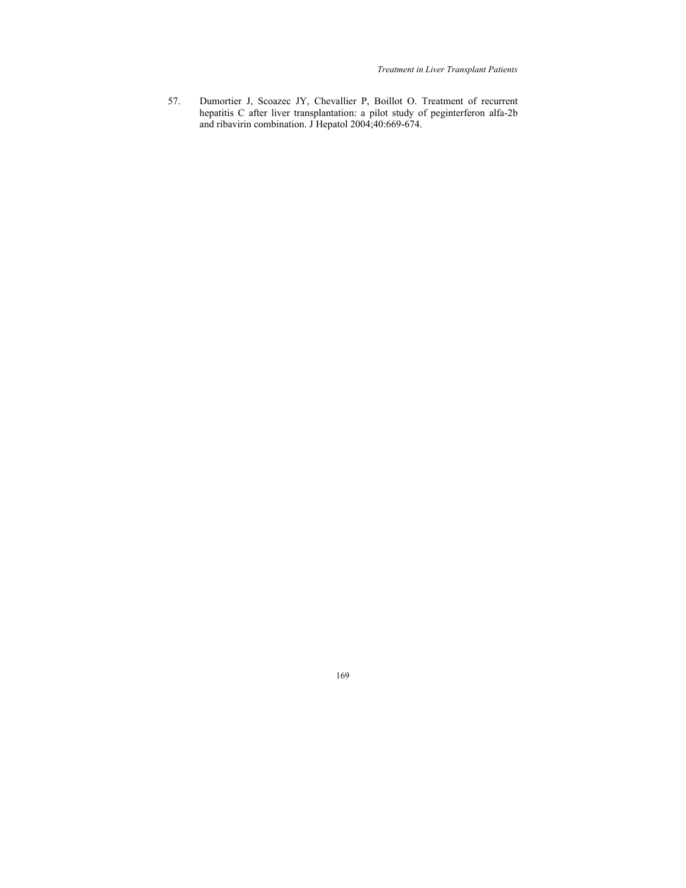57. Dumortier J, Scoazec JY, Chevallier P, Boillot O. Treatment of recurrent hepatitis C after liver transplantation: a pilot study of peginterferon alfa-2b and ribavirin combination. J Hepatol 2004;40:669-674.